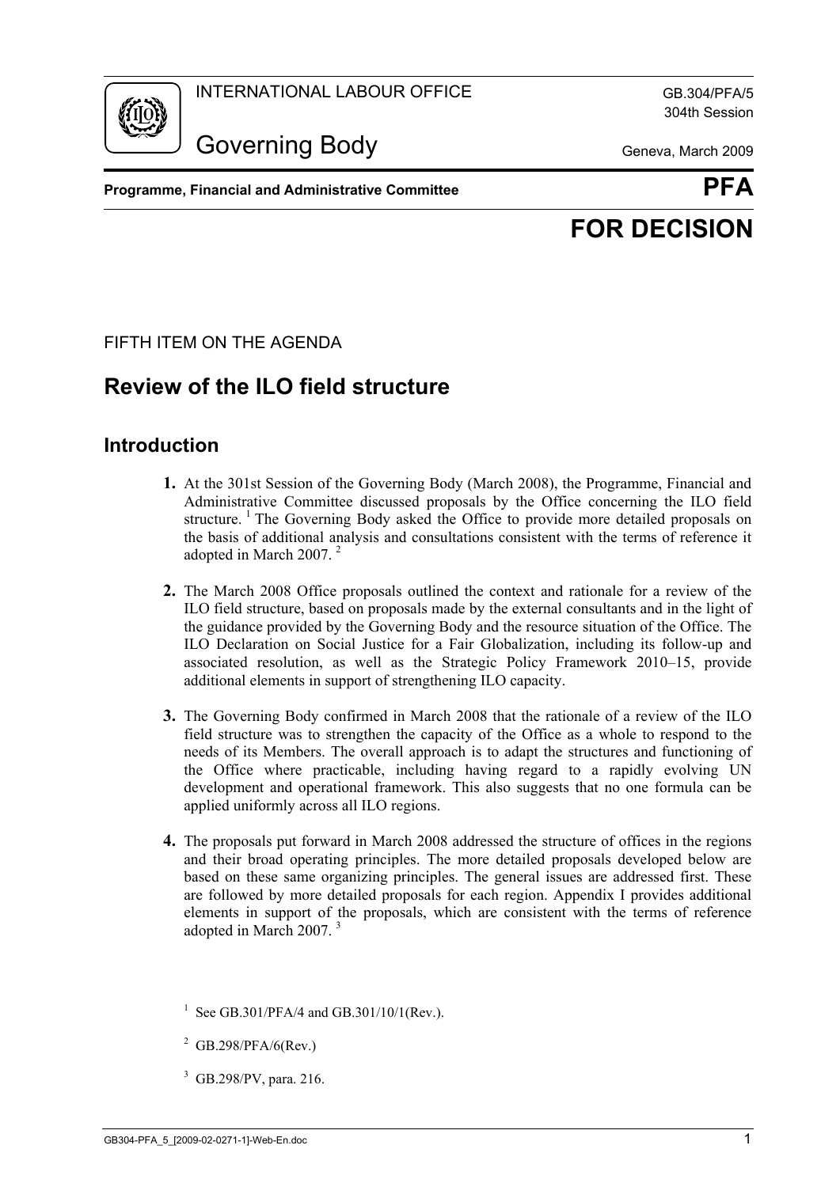INTERNATIONAL LABOUR OFFICE

GB.304/PFA/5
304th Session

# Governing Body

Geneva, March 2009

**Programme, Financial and Administrative Committee** **PFA**

**FOR DECISION**

FIFTH ITEM ON THE AGENDA

## Review of the ILO field structure

### Introduction

**1.** At the 301st Session of the Governing Body (March 2008), the Programme, Financial and Administrative Committee discussed proposals by the Office concerning the ILO field structure.[1] The Governing Body asked the Office to provide more detailed proposals on the basis of additional analysis and consultations consistent with the terms of reference it adopted in March 2007.[2]

**2.** The March 2008 Office proposals outlined the context and rationale for a review of the ILO field structure, based on proposals made by the external consultants and in the light of the guidance provided by the Governing Body and the resource situation of the Office. The ILO Declaration on Social Justice for a Fair Globalization, including its follow-up and associated resolution, as well as the Strategic Policy Framework 2010–15, provide additional elements in support of strengthening ILO capacity.

**3.** The Governing Body confirmed in March 2008 that the rationale of a review of the ILO field structure was to strengthen the capacity of the Office as a whole to respond to the needs of its Members. The overall approach is to adapt the structures and functioning of the Office where practicable, including having regard to a rapidly evolving UN development and operational framework. This also suggests that no one formula can be applied uniformly across all ILO regions.

**4.** The proposals put forward in March 2008 addressed the structure of offices in the regions and their broad operating principles. The more detailed proposals developed below are based on these same organizing principles. The general issues are addressed first. These are followed by more detailed proposals for each region. Appendix I provides additional elements in support of the proposals, which are consistent with the terms of reference adopted in March 2007.[3]

[1] See GB.301/PFA/4 and GB.301/10/1(Rev.).

[2] GB.298/PFA/6(Rev.)

[3] GB.298/PV, para. 216.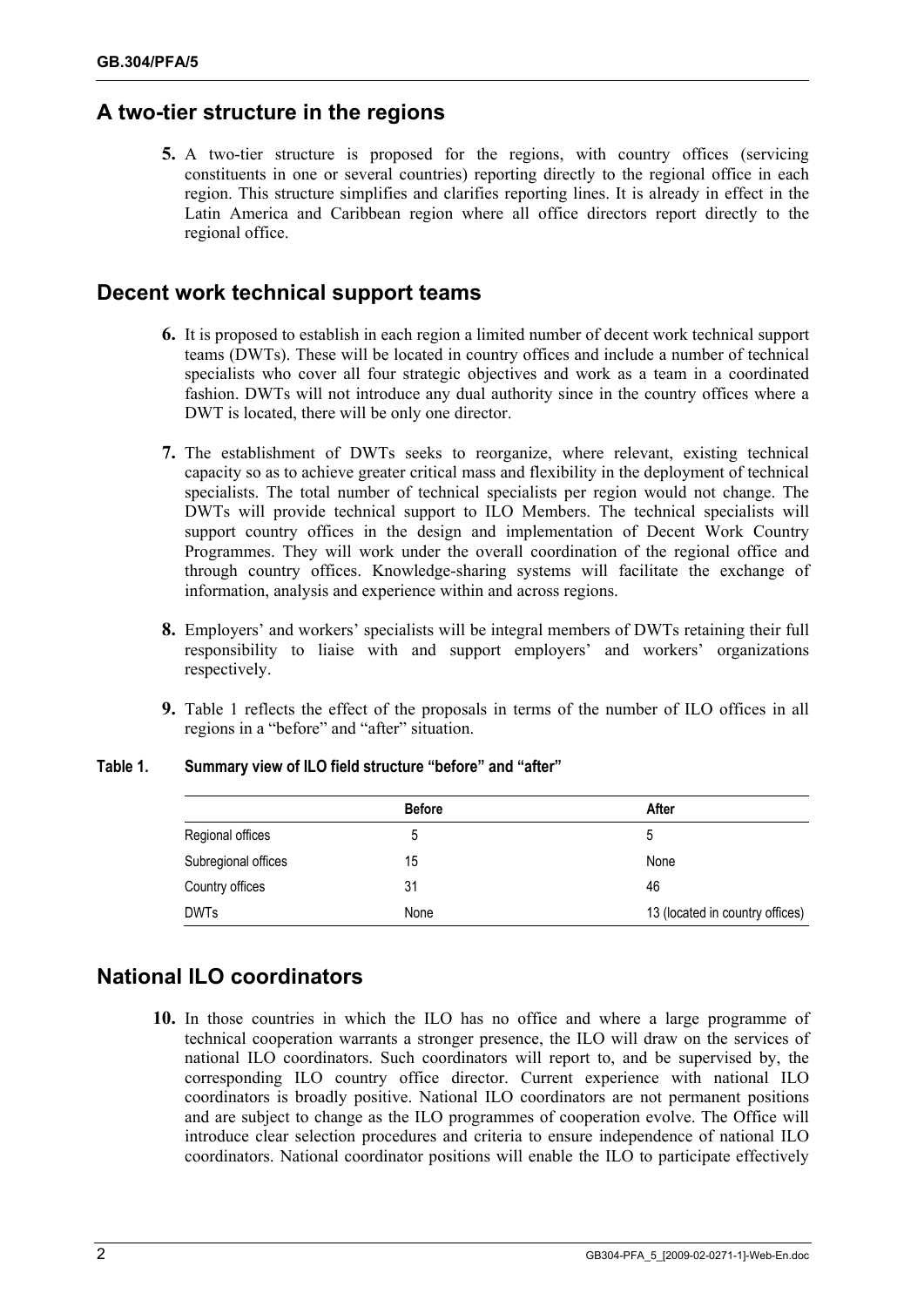## A two-tier structure in the regions

**5.** A two-tier structure is proposed for the regions, with country offices (servicing constituents in one or several countries) reporting directly to the regional office in each region. This structure simplifies and clarifies reporting lines. It is already in effect in the Latin America and Caribbean region where all office directors report directly to the regional office.

## Decent work technical support teams

**6.** It is proposed to establish in each region a limited number of decent work technical support teams (DWTs). These will be located in country offices and include a number of technical specialists who cover all four strategic objectives and work as a team in a coordinated fashion. DWTs will not introduce any dual authority since in the country offices where a DWT is located, there will be only one director.

**7.** The establishment of DWTs seeks to reorganize, where relevant, existing technical capacity so as to achieve greater critical mass and flexibility in the deployment of technical specialists. The total number of technical specialists per region would not change. The DWTs will provide technical support to ILO Members. The technical specialists will support country offices in the design and implementation of Decent Work Country Programmes. They will work under the overall coordination of the regional office and through country offices. Knowledge-sharing systems will facilitate the exchange of information, analysis and experience within and across regions.

**8.** Employers' and workers' specialists will be integral members of DWTs retaining their full responsibility to liaise with and support employers' and workers' organizations respectively.

**9.** Table 1 reflects the effect of the proposals in terms of the number of ILO offices in all regions in a "before" and "after" situation.

**Table 1. Summary view of ILO field structure "before" and "after"**

| | Before | After |
|---|---|---|
| Regional offices | 5 | 5 |
| Subregional offices | 15 | None |
| Country offices | 31 | 46 |
| DWTs | None | 13 (located in country offices) |

## National ILO coordinators

**10.** In those countries in which the ILO has no office and where a large programme of technical cooperation warrants a stronger presence, the ILO will draw on the services of national ILO coordinators. Such coordinators will report to, and be supervised by, the corresponding ILO country office director. Current experience with national ILO coordinators is broadly positive. National ILO coordinators are not permanent positions and are subject to change as the ILO programmes of cooperation evolve. The Office will introduce clear selection procedures and criteria to ensure independence of national ILO coordinators. National coordinator positions will enable the ILO to participate effectively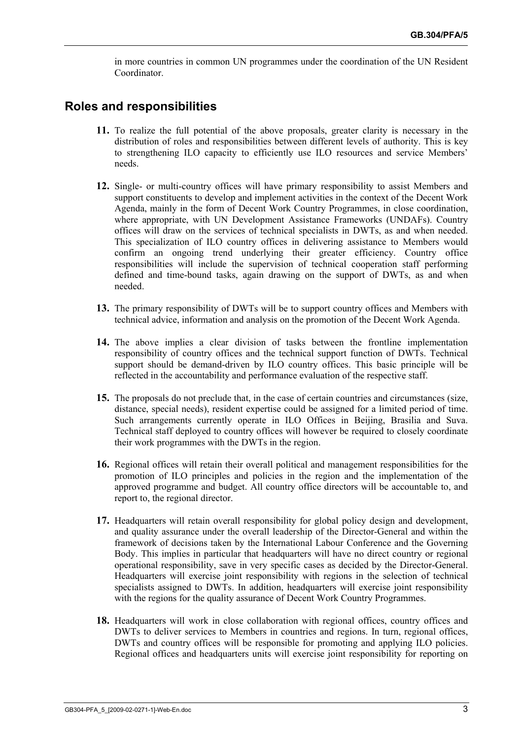in more countries in common UN programmes under the coordination of the UN Resident Coordinator.

## Roles and responsibilities

**11.** To realize the full potential of the above proposals, greater clarity is necessary in the distribution of roles and responsibilities between different levels of authority. This is key to strengthening ILO capacity to efficiently use ILO resources and service Members' needs.

**12.** Single- or multi-country offices will have primary responsibility to assist Members and support constituents to develop and implement activities in the context of the Decent Work Agenda, mainly in the form of Decent Work Country Programmes, in close coordination, where appropriate, with UN Development Assistance Frameworks (UNDAFs). Country offices will draw on the services of technical specialists in DWTs, as and when needed. This specialization of ILO country offices in delivering assistance to Members would confirm an ongoing trend underlying their greater efficiency. Country office responsibilities will include the supervision of technical cooperation staff performing defined and time-bound tasks, again drawing on the support of DWTs, as and when needed.

**13.** The primary responsibility of DWTs will be to support country offices and Members with technical advice, information and analysis on the promotion of the Decent Work Agenda.

**14.** The above implies a clear division of tasks between the frontline implementation responsibility of country offices and the technical support function of DWTs. Technical support should be demand-driven by ILO country offices. This basic principle will be reflected in the accountability and performance evaluation of the respective staff.

**15.** The proposals do not preclude that, in the case of certain countries and circumstances (size, distance, special needs), resident expertise could be assigned for a limited period of time. Such arrangements currently operate in ILO Offices in Beijing, Brasilia and Suva. Technical staff deployed to country offices will however be required to closely coordinate their work programmes with the DWTs in the region.

**16.** Regional offices will retain their overall political and management responsibilities for the promotion of ILO principles and policies in the region and the implementation of the approved programme and budget. All country office directors will be accountable to, and report to, the regional director.

**17.** Headquarters will retain overall responsibility for global policy design and development, and quality assurance under the overall leadership of the Director-General and within the framework of decisions taken by the International Labour Conference and the Governing Body. This implies in particular that headquarters will have no direct country or regional operational responsibility, save in very specific cases as decided by the Director-General. Headquarters will exercise joint responsibility with regions in the selection of technical specialists assigned to DWTs. In addition, headquarters will exercise joint responsibility with the regions for the quality assurance of Decent Work Country Programmes.

**18.** Headquarters will work in close collaboration with regional offices, country offices and DWTs to deliver services to Members in countries and regions. In turn, regional offices, DWTs and country offices will be responsible for promoting and applying ILO policies. Regional offices and headquarters units will exercise joint responsibility for reporting on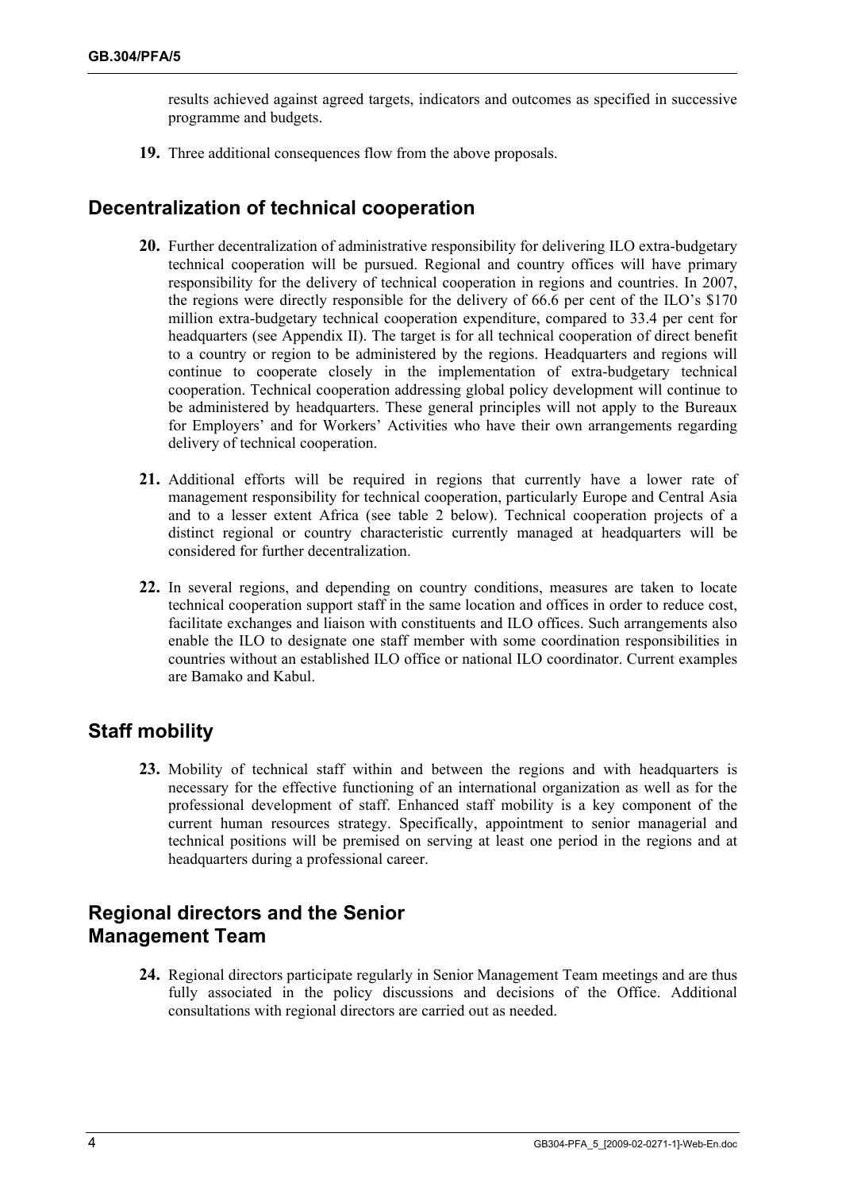results achieved against agreed targets, indicators and outcomes as specified in successive programme and budgets.

**19.** Three additional consequences flow from the above proposals.

## Decentralization of technical cooperation

**20.** Further decentralization of administrative responsibility for delivering ILO extra-budgetary technical cooperation will be pursued. Regional and country offices will have primary responsibility for the delivery of technical cooperation in regions and countries. In 2007, the regions were directly responsible for the delivery of 66.6 per cent of the ILO's $170 million extra-budgetary technical cooperation expenditure, compared to 33.4 per cent for headquarters (see Appendix II). The target is for all technical cooperation of direct benefit to a country or region to be administered by the regions. Headquarters and regions will continue to cooperate closely in the implementation of extra-budgetary technical cooperation. Technical cooperation addressing global policy development will continue to be administered by headquarters. These general principles will not apply to the Bureaux for Employers' and for Workers' Activities who have their own arrangements regarding delivery of technical cooperation.

**21.** Additional efforts will be required in regions that currently have a lower rate of management responsibility for technical cooperation, particularly Europe and Central Asia and to a lesser extent Africa (see table 2 below). Technical cooperation projects of a distinct regional or country characteristic currently managed at headquarters will be considered for further decentralization.

**22.** In several regions, and depending on country conditions, measures are taken to locate technical cooperation support staff in the same location and offices in order to reduce cost, facilitate exchanges and liaison with constituents and ILO offices. Such arrangements also enable the ILO to designate one staff member with some coordination responsibilities in countries without an established ILO office or national ILO coordinator. Current examples are Bamako and Kabul.

## Staff mobility

**23.** Mobility of technical staff within and between the regions and with headquarters is necessary for the effective functioning of an international organization as well as for the professional development of staff. Enhanced staff mobility is a key component of the current human resources strategy. Specifically, appointment to senior managerial and technical positions will be premised on serving at least one period in the regions and at headquarters during a professional career.

## Regional directors and the Senior Management Team

**24.** Regional directors participate regularly in Senior Management Team meetings and are thus fully associated in the policy discussions and decisions of the Office. Additional consultations with regional directors are carried out as needed.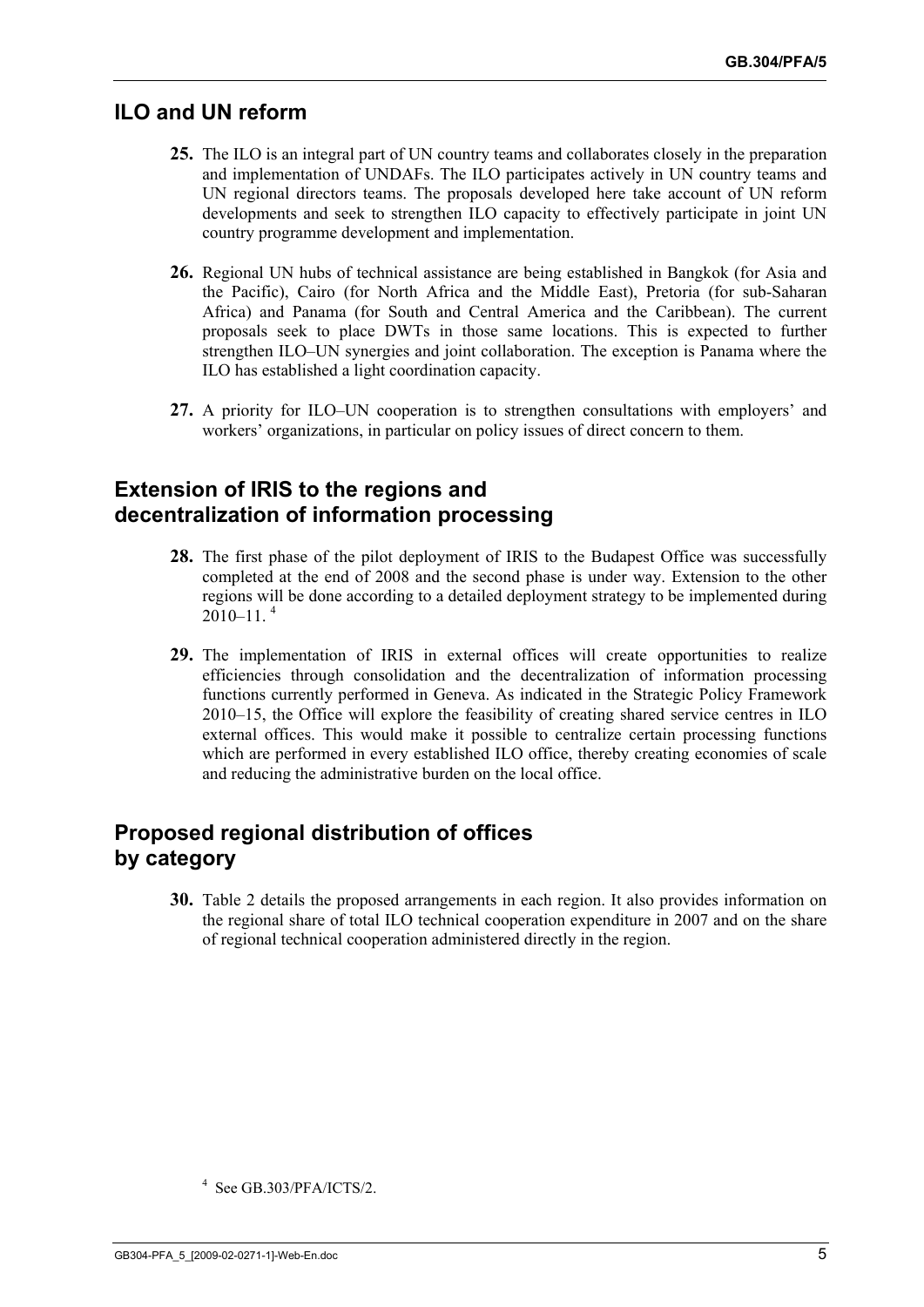## ILO and UN reform

**25.** The ILO is an integral part of UN country teams and collaborates closely in the preparation and implementation of UNDAFs. The ILO participates actively in UN country teams and UN regional directors teams. The proposals developed here take account of UN reform developments and seek to strengthen ILO capacity to effectively participate in joint UN country programme development and implementation.

**26.** Regional UN hubs of technical assistance are being established in Bangkok (for Asia and the Pacific), Cairo (for North Africa and the Middle East), Pretoria (for sub-Saharan Africa) and Panama (for South and Central America and the Caribbean). The current proposals seek to place DWTs in those same locations. This is expected to further strengthen ILO–UN synergies and joint collaboration. The exception is Panama where the ILO has established a light coordination capacity.

**27.** A priority for ILO–UN cooperation is to strengthen consultations with employers' and workers' organizations, in particular on policy issues of direct concern to them.

## Extension of IRIS to the regions and decentralization of information processing

**28.** The first phase of the pilot deployment of IRIS to the Budapest Office was successfully completed at the end of 2008 and the second phase is under way. Extension to the other regions will be done according to a detailed deployment strategy to be implemented during 2010–11. [4]

**29.** The implementation of IRIS in external offices will create opportunities to realize efficiencies through consolidation and the decentralization of information processing functions currently performed in Geneva. As indicated in the Strategic Policy Framework 2010–15, the Office will explore the feasibility of creating shared service centres in ILO external offices. This would make it possible to centralize certain processing functions which are performed in every established ILO office, thereby creating economies of scale and reducing the administrative burden on the local office.

## Proposed regional distribution of offices by category

**30.** Table 2 details the proposed arrangements in each region. It also provides information on the regional share of total ILO technical cooperation expenditure in 2007 and on the share of regional technical cooperation administered directly in the region.

[4] See GB.303/PFA/ICTS/2.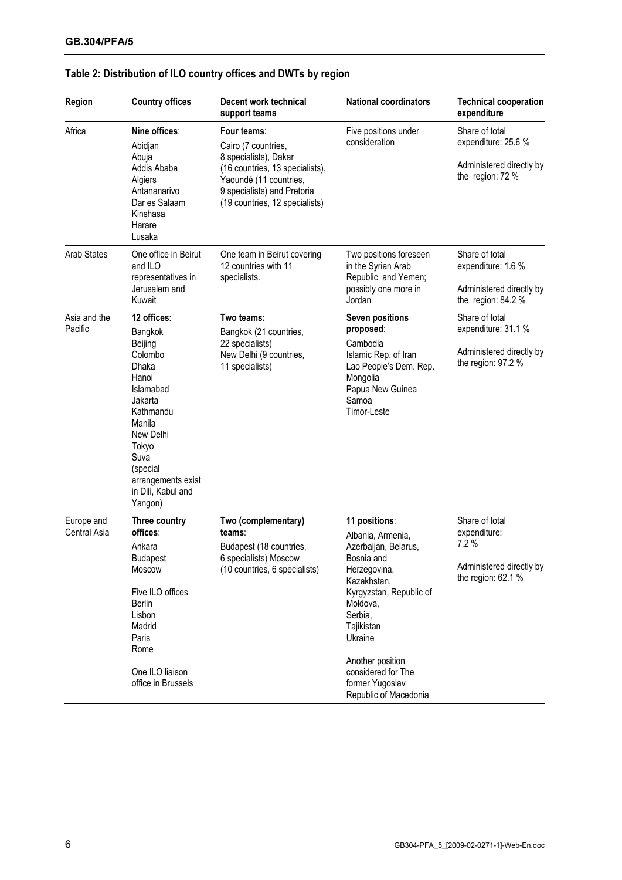**Table 2: Distribution of ILO country offices and DWTs by region**

| Region | Country offices | Decent work technical support teams | National coordinators | Technical cooperation expenditure |
|---|---|---|---|---|
| Africa | **Nine offices**:<br>Abidjan<br>Abuja<br>Addis Ababa<br>Algiers<br>Antananarivo<br>Dar es Salaam<br>Kinshasa<br>Harare<br>Lusaka | **Four teams**:<br>Cairo (7 countries, 8 specialists), Dakar (16 countries, 13 specialists), Yaoundé (11 countries, 9 specialists) and Pretoria (19 countries, 12 specialists) | Five positions under consideration | Share of total expenditure: 25.6 %<br><br>Administered directly by the region: 72 % |
| Arab States | One office in Beirut and ILO representatives in Jerusalem and Kuwait | One team in Beirut covering 12 countries with 11 specialists. | Two positions foreseen in the Syrian Arab Republic and Yemen; possibly one more in Jordan | Share of total expenditure: 1.6 %<br><br>Administered directly by the region: 84.2 % |
| Asia and the Pacific | **12 offices**:<br>Bangkok<br>Beijing<br>Colombo<br>Dhaka<br>Hanoi<br>Islamabad<br>Jakarta<br>Kathmandu<br>Manila<br>New Delhi<br>Tokyo<br>Suva<br>(special arrangements exist in Dili, Kabul and Yangon) | **Two teams:**<br>Bangkok (21 countries, 22 specialists)<br>New Delhi (9 countries, 11 specialists) | **Seven positions proposed**:<br>Cambodia<br>Islamic Rep. of Iran<br>Lao People's Dem. Rep.<br>Mongolia<br>Papua New Guinea<br>Samoa<br>Timor-Leste | Share of total expenditure: 31.1 %<br><br>Administered directly by the region: 97.2 % |
| Europe and Central Asia | **Three country offices**:<br>Ankara<br>Budapest<br>Moscow<br><br>Five ILO offices<br>Berlin<br>Lisbon<br>Madrid<br>Paris<br>Rome<br><br>One ILO liaison office in Brussels | **Two (complementary) teams**:<br>Budapest (18 countries, 6 specialists) Moscow (10 countries, 6 specialists) | **11 positions**:<br>Albania, Armenia, Azerbaijan, Belarus, Bosnia and Herzegovina, Kazakhstan, Kyrgyzstan, Republic of Moldova, Serbia, Tajikistan Ukraine<br><br>Another position considered for The former Yugoslav Republic of Macedonia | Share of total expenditure: 7.2 %<br><br>Administered directly by the region: 62.1 % |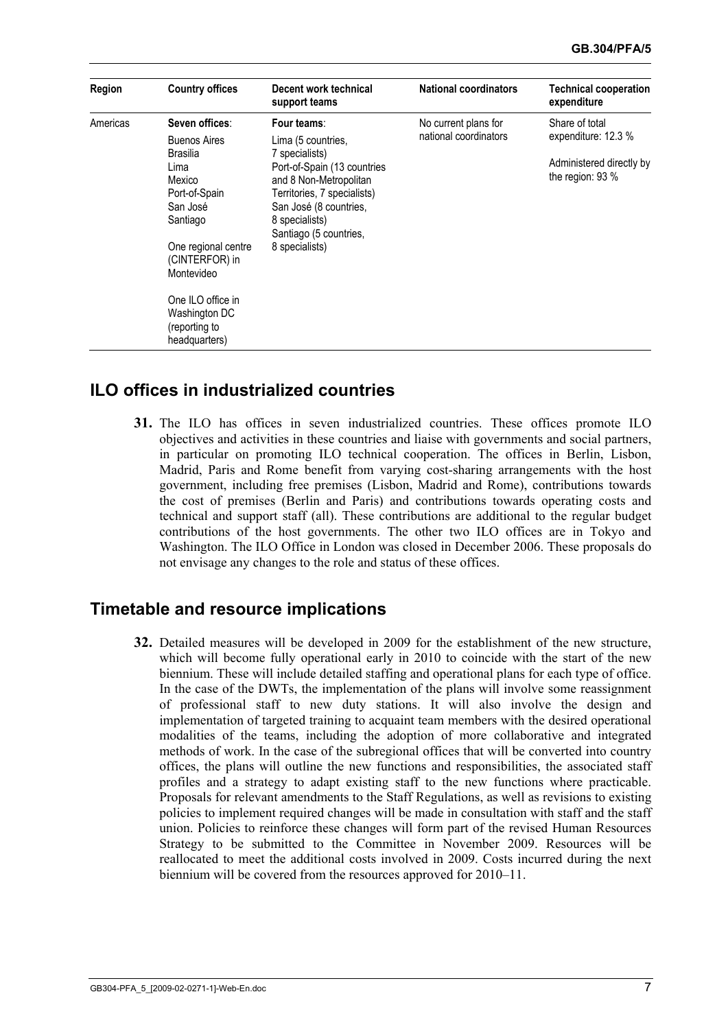| Region | Country offices | Decent work technical support teams | National coordinators | Technical cooperation expenditure |
|---|---|---|---|---|
| Americas | **Seven offices**:<br>Buenos Aires<br>Brasilia<br>Lima<br>Mexico<br>Port-of-Spain<br>San José<br>Santiago<br><br>One regional centre (CINTERFOR) in Montevideo<br><br>One ILO office in Washington DC (reporting to headquarters) | **Four teams**:<br>Lima (5 countries, 7 specialists)<br>Port-of-Spain (13 countries and 8 Non-Metropolitan Territories, 7 specialists)<br>San José (8 countries, 8 specialists)<br>Santiago (5 countries, 8 specialists) | No current plans for national coordinators | Share of total expenditure: 12.3 %<br><br>Administered directly by the region: 93 % |

## ILO offices in industrialized countries

**31.** The ILO has offices in seven industrialized countries. These offices promote ILO objectives and activities in these countries and liaise with governments and social partners, in particular on promoting ILO technical cooperation. The offices in Berlin, Lisbon, Madrid, Paris and Rome benefit from varying cost-sharing arrangements with the host government, including free premises (Lisbon, Madrid and Rome), contributions towards the cost of premises (Berlin and Paris) and contributions towards operating costs and technical and support staff (all). These contributions are additional to the regular budget contributions of the host governments. The other two ILO offices are in Tokyo and Washington. The ILO Office in London was closed in December 2006. These proposals do not envisage any changes to the role and status of these offices.

## Timetable and resource implications

**32.** Detailed measures will be developed in 2009 for the establishment of the new structure, which will become fully operational early in 2010 to coincide with the start of the new biennium. These will include detailed staffing and operational plans for each type of office. In the case of the DWTs, the implementation of the plans will involve some reassignment of professional staff to new duty stations. It will also involve the design and implementation of targeted training to acquaint team members with the desired operational modalities of the teams, including the adoption of more collaborative and integrated methods of work. In the case of the subregional offices that will be converted into country offices, the plans will outline the new functions and responsibilities, the associated staff profiles and a strategy to adapt existing staff to the new functions where practicable. Proposals for relevant amendments to the Staff Regulations, as well as revisions to existing policies to implement required changes will be made in consultation with staff and the staff union. Policies to reinforce these changes will form part of the revised Human Resources Strategy to be submitted to the Committee in November 2009. Resources will be reallocated to meet the additional costs involved in 2009. Costs incurred during the next biennium will be covered from the resources approved for 2010–11.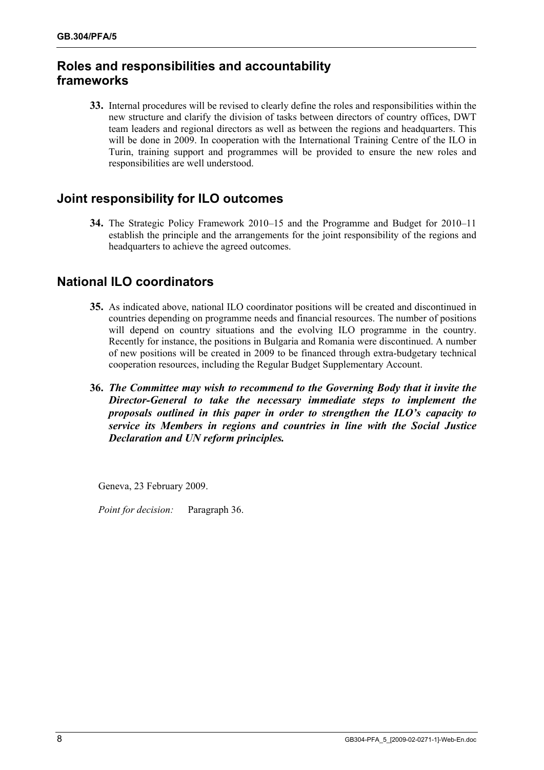## Roles and responsibilities and accountability frameworks

**33.** Internal procedures will be revised to clearly define the roles and responsibilities within the new structure and clarify the division of tasks between directors of country offices, DWT team leaders and regional directors as well as between the regions and headquarters. This will be done in 2009. In cooperation with the International Training Centre of the ILO in Turin, training support and programmes will be provided to ensure the new roles and responsibilities are well understood.

## Joint responsibility for ILO outcomes

**34.** The Strategic Policy Framework 2010–15 and the Programme and Budget for 2010–11 establish the principle and the arrangements for the joint responsibility of the regions and headquarters to achieve the agreed outcomes.

## National ILO coordinators

**35.** As indicated above, national ILO coordinator positions will be created and discontinued in countries depending on programme needs and financial resources. The number of positions will depend on country situations and the evolving ILO programme in the country. Recently for instance, the positions in Bulgaria and Romania were discontinued. A number of new positions will be created in 2009 to be financed through extra-budgetary technical cooperation resources, including the Regular Budget Supplementary Account.

**36.** ***The Committee may wish to recommend to the Governing Body that it invite the Director-General to take the necessary immediate steps to implement the proposals outlined in this paper in order to strengthen the ILO's capacity to service its Members in regions and countries in line with the Social Justice Declaration and UN reform principles.***

Geneva, 23 February 2009.

*Point for decision:* Paragraph 36.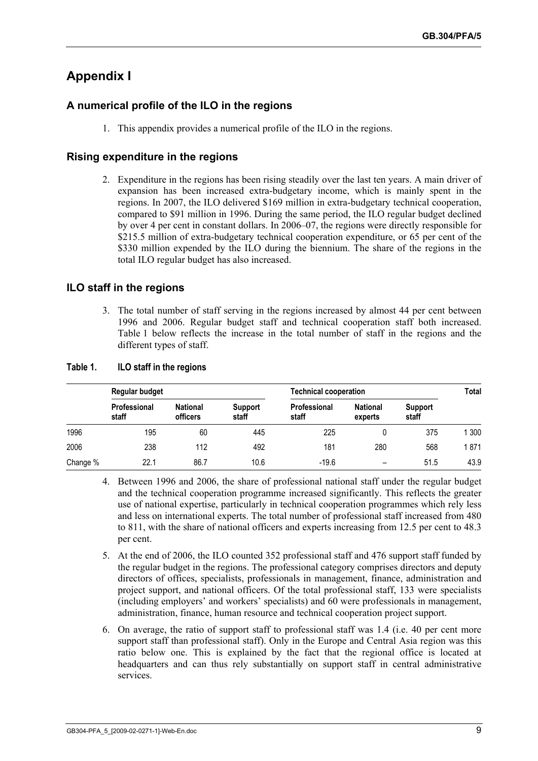# Appendix I

## A numerical profile of the ILO in the regions

1. This appendix provides a numerical profile of the ILO in the regions.

## Rising expenditure in the regions

2. Expenditure in the regions has been rising steadily over the last ten years. A main driver of expansion has been increased extra-budgetary income, which is mainly spent in the regions. In 2007, the ILO delivered $169 million in extra-budgetary technical cooperation, compared to $91 million in 1996. During the same period, the ILO regular budget declined by over 4 per cent in constant dollars. In 2006–07, the regions were directly responsible for $215.5 million of extra-budgetary technical cooperation expenditure, or 65 per cent of the $330 million expended by the ILO during the biennium. The share of the regions in the total ILO regular budget has also increased.

## ILO staff in the regions

3. The total number of staff serving in the regions increased by almost 44 per cent between 1996 and 2006. Regular budget staff and technical cooperation staff both increased. Table 1 below reflects the increase in the total number of staff in the regions and the different types of staff.

**Table 1. ILO staff in the regions**

| | Regular budget | | | Technical cooperation | | | Total |
|---|---|---|---|---|---|---|---|
| | Professional staff | National officers | Support staff | Professional staff | National experts | Support staff | |
| 1996 | 195 | 60 | 445 | 225 | 0 | 375 | 1 300 |
| 2006 | 238 | 112 | 492 | 181 | 280 | 568 | 1 871 |
| Change % | 22.1 | 86.7 | 10.6 | -19.6 | – | 51.5 | 43.9 |

4. Between 1996 and 2006, the share of professional national staff under the regular budget and the technical cooperation programme increased significantly. This reflects the greater use of national expertise, particularly in technical cooperation programmes which rely less and less on international experts. The total number of professional staff increased from 480 to 811, with the share of national officers and experts increasing from 12.5 per cent to 48.3 per cent.

5. At the end of 2006, the ILO counted 352 professional staff and 476 support staff funded by the regular budget in the regions. The professional category comprises directors and deputy directors of offices, specialists, professionals in management, finance, administration and project support, and national officers. Of the total professional staff, 133 were specialists (including employers' and workers' specialists) and 60 were professionals in management, administration, finance, human resource and technical cooperation project support.

6. On average, the ratio of support staff to professional staff was 1.4 (i.e. 40 per cent more support staff than professional staff). Only in the Europe and Central Asia region was this ratio below one. This is explained by the fact that the regional office is located at headquarters and can thus rely substantially on support staff in central administrative services.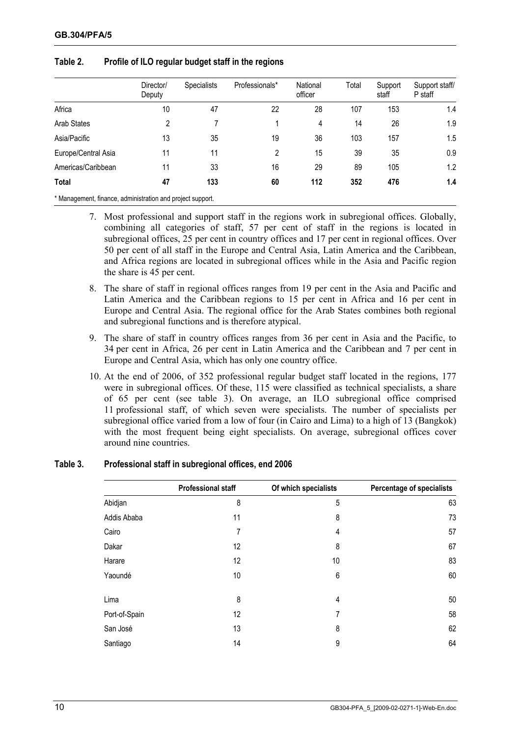**Table 2. Profile of ILO regular budget staff in the regions**

| | Director/ Deputy | Specialists | Professionals* | National officer | Total | Support staff | Support staff/ P staff |
|---|---|---|---|---|---|---|---|
| Africa | 10 | 47 | 22 | 28 | 107 | 153 | 1.4 |
| Arab States | 2 | 7 | 1 | 4 | 14 | 26 | 1.9 |
| Asia/Pacific | 13 | 35 | 19 | 36 | 103 | 157 | 1.5 |
| Europe/Central Asia | 11 | 11 | 2 | 15 | 39 | 35 | 0.9 |
| Americas/Caribbean | 11 | 33 | 16 | 29 | 89 | 105 | 1.2 |
| **Total** | **47** | **133** | **60** | **112** | **352** | **476** | **1.4** |

\* Management, finance, administration and project support.

7. Most professional and support staff in the regions work in subregional offices. Globally, combining all categories of staff, 57 per cent of staff in the regions is located in subregional offices, 25 per cent in country offices and 17 per cent in regional offices. Over 50 per cent of all staff in the Europe and Central Asia, Latin America and the Caribbean, and Africa regions are located in subregional offices while in the Asia and Pacific region the share is 45 per cent.

8. The share of staff in regional offices ranges from 19 per cent in the Asia and Pacific and Latin America and the Caribbean regions to 15 per cent in Africa and 16 per cent in Europe and Central Asia. The regional office for the Arab States combines both regional and subregional functions and is therefore atypical.

9. The share of staff in country offices ranges from 36 per cent in Asia and the Pacific, to 34 per cent in Africa, 26 per cent in Latin America and the Caribbean and 7 per cent in Europe and Central Asia, which has only one country office.

10. At the end of 2006, of 352 professional regular budget staff located in the regions, 177 were in subregional offices. Of these, 115 were classified as technical specialists, a share of 65 per cent (see table 3). On average, an ILO subregional office comprised 11 professional staff, of which seven were specialists. The number of specialists per subregional office varied from a low of four (in Cairo and Lima) to a high of 13 (Bangkok) with the most frequent being eight specialists. On average, subregional offices cover around nine countries.

**Table 3. Professional staff in subregional offices, end 2006**

| | Professional staff | Of which specialists | Percentage of specialists |
|---|---|---|---|
| Abidjan | 8 | 5 | 63 |
| Addis Ababa | 11 | 8 | 73 |
| Cairo | 7 | 4 | 57 |
| Dakar | 12 | 8 | 67 |
| Harare | 12 | 10 | 83 |
| Yaoundé | 10 | 6 | 60 |
| Lima | 8 | 4 | 50 |
| Port-of-Spain | 12 | 7 | 58 |
| San José | 13 | 8 | 62 |
| Santiago | 14 | 9 | 64 |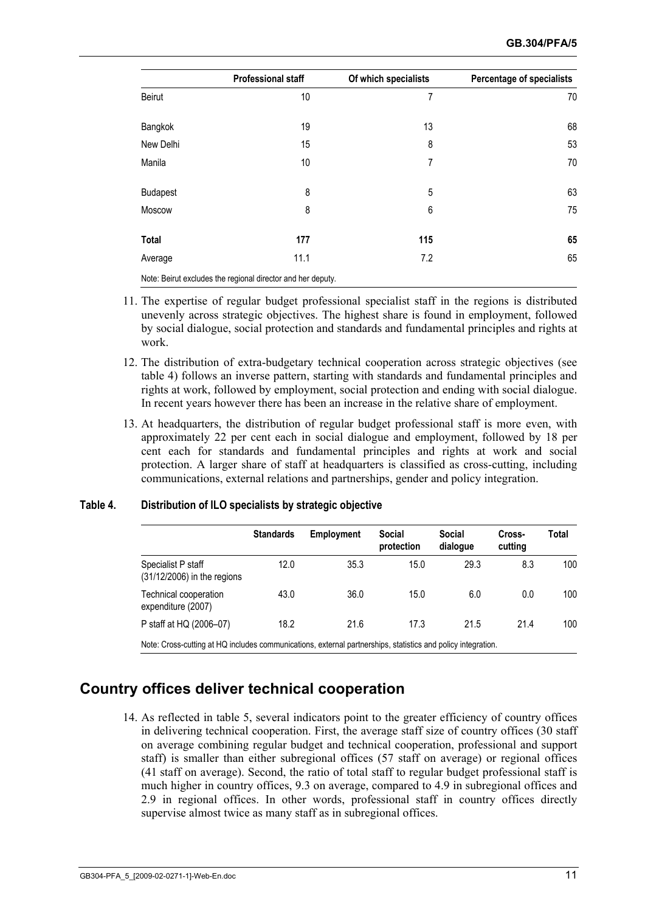| | Professional staff | Of which specialists | Percentage of specialists |
|---|---|---|---|
| Beirut | 10 | 7 | 70 |
| Bangkok | 19 | 13 | 68 |
| New Delhi | 15 | 8 | 53 |
| Manila | 10 | 7 | 70 |
| Budapest | 8 | 5 | 63 |
| Moscow | 8 | 6 | 75 |
| **Total** | **177** | **115** | **65** |
| Average | 11.1 | 7.2 | 65 |

Note: Beirut excludes the regional director and her deputy.

11. The expertise of regular budget professional specialist staff in the regions is distributed unevenly across strategic objectives. The highest share is found in employment, followed by social dialogue, social protection and standards and fundamental principles and rights at work.

12. The distribution of extra-budgetary technical cooperation across strategic objectives (see table 4) follows an inverse pattern, starting with standards and fundamental principles and rights at work, followed by employment, social protection and ending with social dialogue. In recent years however there has been an increase in the relative share of employment.

13. At headquarters, the distribution of regular budget professional staff is more even, with approximately 22 per cent each in social dialogue and employment, followed by 18 per cent each for standards and fundamental principles and rights at work and social protection. A larger share of staff at headquarters is classified as cross-cutting, including communications, external relations and partnerships, gender and policy integration.

**Table 4. Distribution of ILO specialists by strategic objective**

| | Standards | Employment | Social protection | Social dialogue | Cross-cutting | Total |
|---|---|---|---|---|---|---|
| Specialist P staff (31/12/2006) in the regions | 12.0 | 35.3 | 15.0 | 29.3 | 8.3 | 100 |
| Technical cooperation expenditure (2007) | 43.0 | 36.0 | 15.0 | 6.0 | 0.0 | 100 |
| P staff at HQ (2006–07) | 18.2 | 21.6 | 17.3 | 21.5 | 21.4 | 100 |

Note: Cross-cutting at HQ includes communications, external partnerships, statistics and policy integration.

## Country offices deliver technical cooperation

14. As reflected in table 5, several indicators point to the greater efficiency of country offices in delivering technical cooperation. First, the average staff size of country offices (30 staff on average combining regular budget and technical cooperation, professional and support staff) is smaller than either subregional offices (57 staff on average) or regional offices (41 staff on average). Second, the ratio of total staff to regular budget professional staff is much higher in country offices, 9.3 on average, compared to 4.9 in subregional offices and 2.9 in regional offices. In other words, professional staff in country offices directly supervise almost twice as many staff as in subregional offices.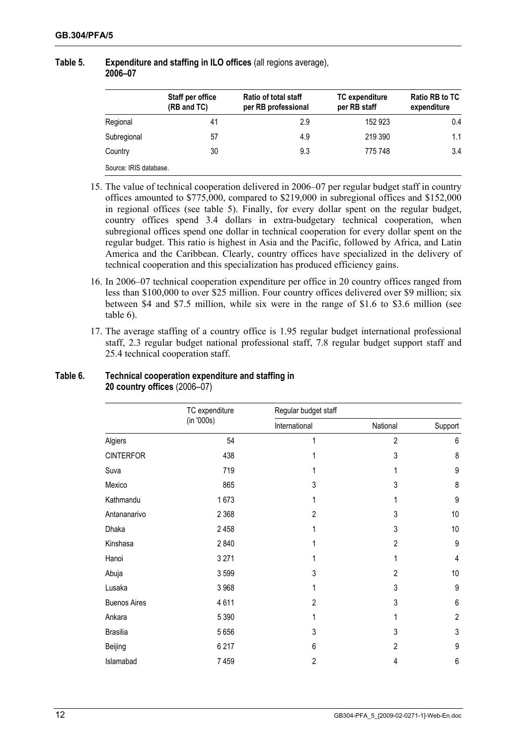**Table 5. Expenditure and staffing in ILO offices** (all regions average), **2006–07**

| | Staff per office (RB and TC) | Ratio of total staff per RB professional | TC expenditure per RB staff | Ratio RB to TC expenditure |
|---|---|---|---|---|
| Regional | 41 | 2.9 | 152 923 | 0.4 |
| Subregional | 57 | 4.9 | 219 390 | 1.1 |
| Country | 30 | 9.3 | 775 748 | 3.4 |

Source: IRIS database.

15. The value of technical cooperation delivered in 2006–07 per regular budget staff in country offices amounted to $775,000, compared to $219,000 in subregional offices and $152,000 in regional offices (see table 5). Finally, for every dollar spent on the regular budget, country offices spend 3.4 dollars in extra-budgetary technical cooperation, when subregional offices spend one dollar in technical cooperation for every dollar spent on the regular budget. This ratio is highest in Asia and the Pacific, followed by Africa, and Latin America and the Caribbean. Clearly, country offices have specialized in the delivery of technical cooperation and this specialization has produced efficiency gains.

16. In 2006–07 technical cooperation expenditure per office in 20 country offices ranged from less than $100,000 to over $25 million. Four country offices delivered over $9 million; six between $4 and $7.5 million, while six were in the range of $1.6 to $3.6 million (see table 6).

17. The average staffing of a country office is 1.95 regular budget international professional staff, 2.3 regular budget national professional staff, 7.8 regular budget support staff and 25.4 technical cooperation staff.

**Table 6. Technical cooperation expenditure and staffing in 20 country offices** (2006–07)

| | TC expenditure (in '000s) | Regular budget staff | | |
|---|---|---|---|---|
| | | International | National | Support |
| Algiers | 54 | 1 | 2 | 6 |
| CINTERFOR | 438 | 1 | 3 | 8 |
| Suva | 719 | 1 | 1 | 9 |
| Mexico | 865 | 3 | 3 | 8 |
| Kathmandu | 1 673 | 1 | 1 | 9 |
| Antananarivo | 2 368 | 2 | 3 | 10 |
| Dhaka | 2 458 | 1 | 3 | 10 |
| Kinshasa | 2 840 | 1 | 2 | 9 |
| Hanoi | 3 271 | 1 | 1 | 4 |
| Abuja | 3 599 | 3 | 2 | 10 |
| Lusaka | 3 968 | 1 | 3 | 9 |
| Buenos Aires | 4 611 | 2 | 3 | 6 |
| Ankara | 5 390 | 1 | 1 | 2 |
| Brasilia | 5 656 | 3 | 3 | 3 |
| Beijing | 6 217 | 6 | 2 | 9 |
| Islamabad | 7 459 | 2 | 4 | 6 |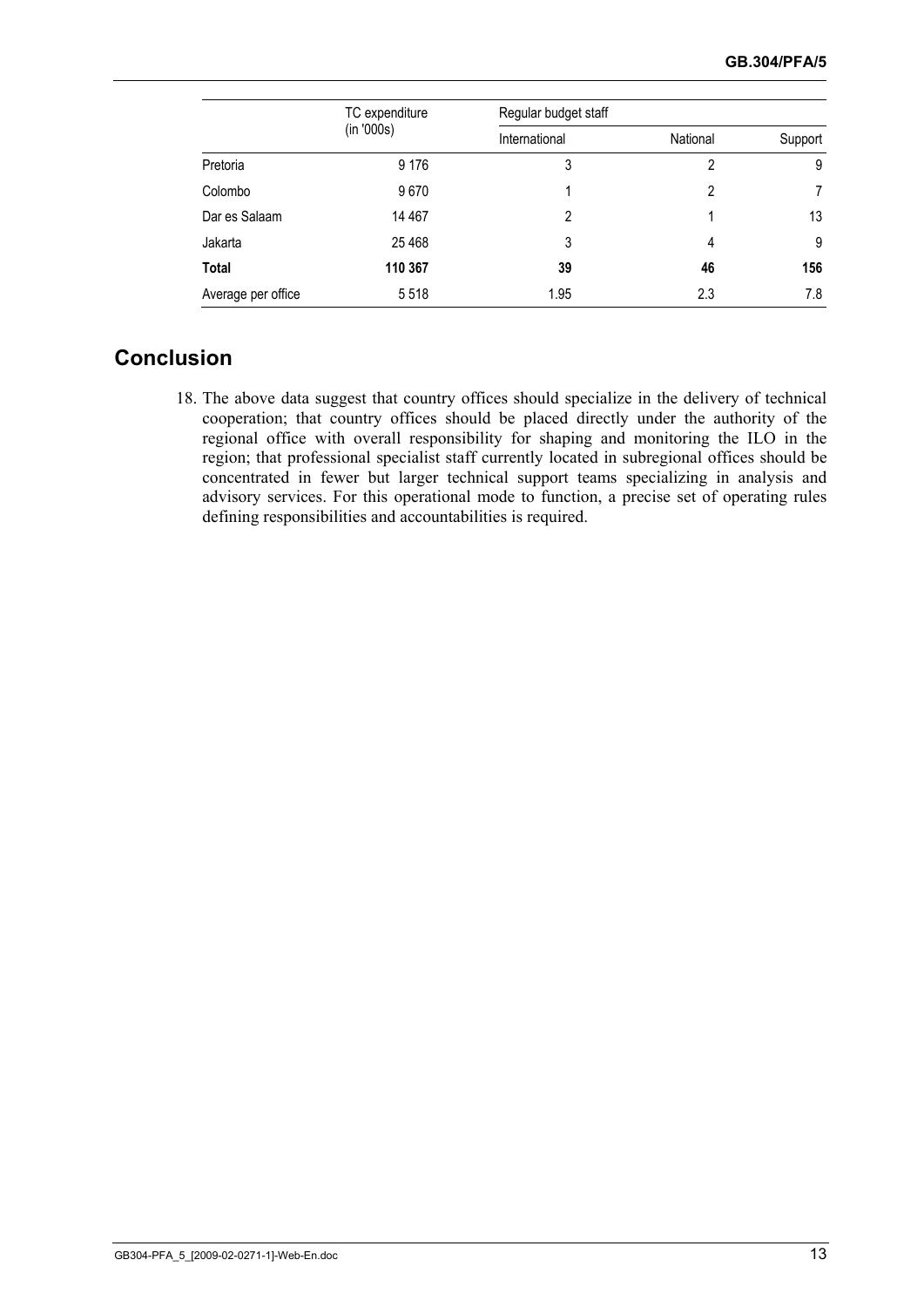| | TC expenditure (in '000s) | Regular budget staff | | |
|---|---|---|---|---|
| | | International | National | Support |
| Pretoria | 9 176 | 3 | 2 | 9 |
| Colombo | 9 670 | 1 | 2 | 7 |
| Dar es Salaam | 14 467 | 2 | 1 | 13 |
| Jakarta | 25 468 | 3 | 4 | 9 |
| **Total** | **110 367** | **39** | **46** | **156** |
| Average per office | 5 518 | 1.95 | 2.3 | 7.8 |

## Conclusion

18. The above data suggest that country offices should specialize in the delivery of technical cooperation; that country offices should be placed directly under the authority of the regional office with overall responsibility for shaping and monitoring the ILO in the region; that professional specialist staff currently located in subregional offices should be concentrated in fewer but larger technical support teams specializing in analysis and advisory services. For this operational mode to function, a precise set of operating rules defining responsibilities and accountabilities is required.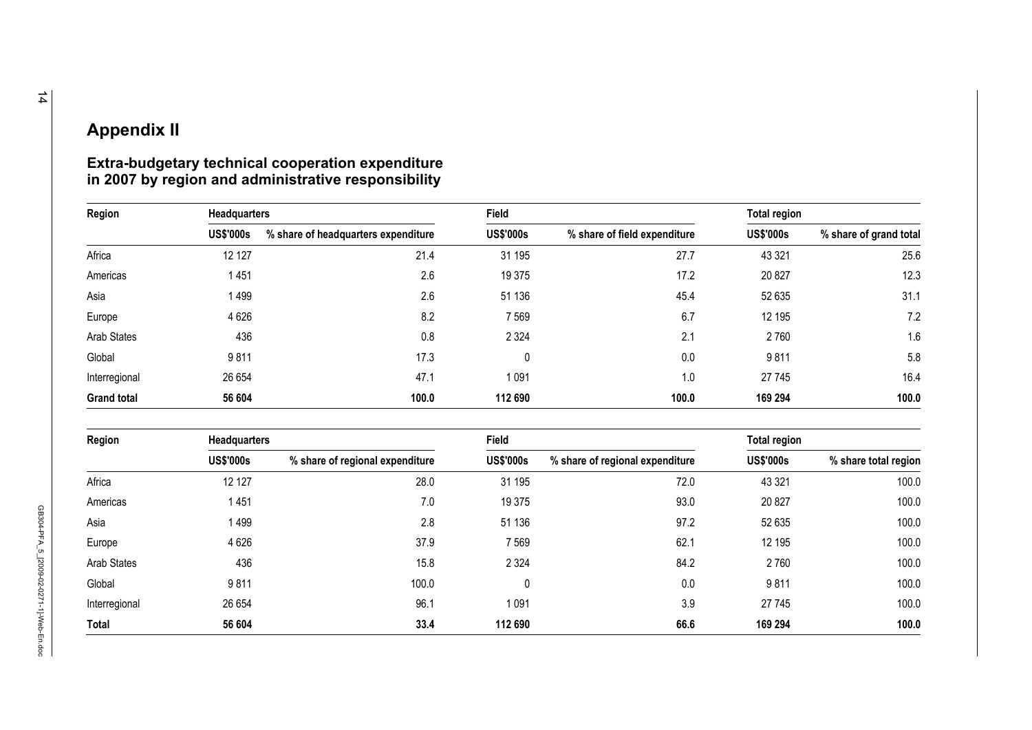# Appendix II

## Extra-budgetary technical cooperation expenditure in 2007 by region and administrative responsibility

| Region | Headquarters | | Field | | Total region | |
|---|---|---|---|---|---|---|
| | US$'000s | % share of headquarters expenditure | US$'000s | % share of field expenditure | US$'000s | % share of grand total |
| Africa | 12 127 | 21.4 | 31 195 | 27.7 | 43 321 | 25.6 |
| Americas | 1 451 | 2.6 | 19 375 | 17.2 | 20 827 | 12.3 |
| Asia | 1 499 | 2.6 | 51 136 | 45.4 | 52 635 | 31.1 |
| Europe | 4 626 | 8.2 | 7 569 | 6.7 | 12 195 | 7.2 |
| Arab States | 436 | 0.8 | 2 324 | 2.1 | 2 760 | 1.6 |
| Global | 9 811 | 17.3 | 0 | 0.0 | 9 811 | 5.8 |
| Interregional | 26 654 | 47.1 | 1 091 | 1.0 | 27 745 | 16.4 |
| **Grand total** | **56 604** | **100.0** | **112 690** | **100.0** | **169 294** | **100.0** |

| Region | Headquarters | | Field | | Total region | |
|---|---|---|---|---|---|---|
| | US$'000s | % share of regional expenditure | US$'000s | % share of regional expenditure | US$'000s | % share total region |
| Africa | 12 127 | 28.0 | 31 195 | 72.0 | 43 321 | 100.0 |
| Americas | 1 451 | 7.0 | 19 375 | 93.0 | 20 827 | 100.0 |
| Asia | 1 499 | 2.8 | 51 136 | 97.2 | 52 635 | 100.0 |
| Europe | 4 626 | 37.9 | 7 569 | 62.1 | 12 195 | 100.0 |
| Arab States | 436 | 15.8 | 2 324 | 84.2 | 2 760 | 100.0 |
| Global | 9 811 | 100.0 | 0 | 0.0 | 9 811 | 100.0 |
| Interregional | 26 654 | 96.1 | 1 091 | 3.9 | 27 745 | 100.0 |
| **Total** | **56 604** | **33.4** | **112 690** | **66.6** | **169 294** | **100.0** |